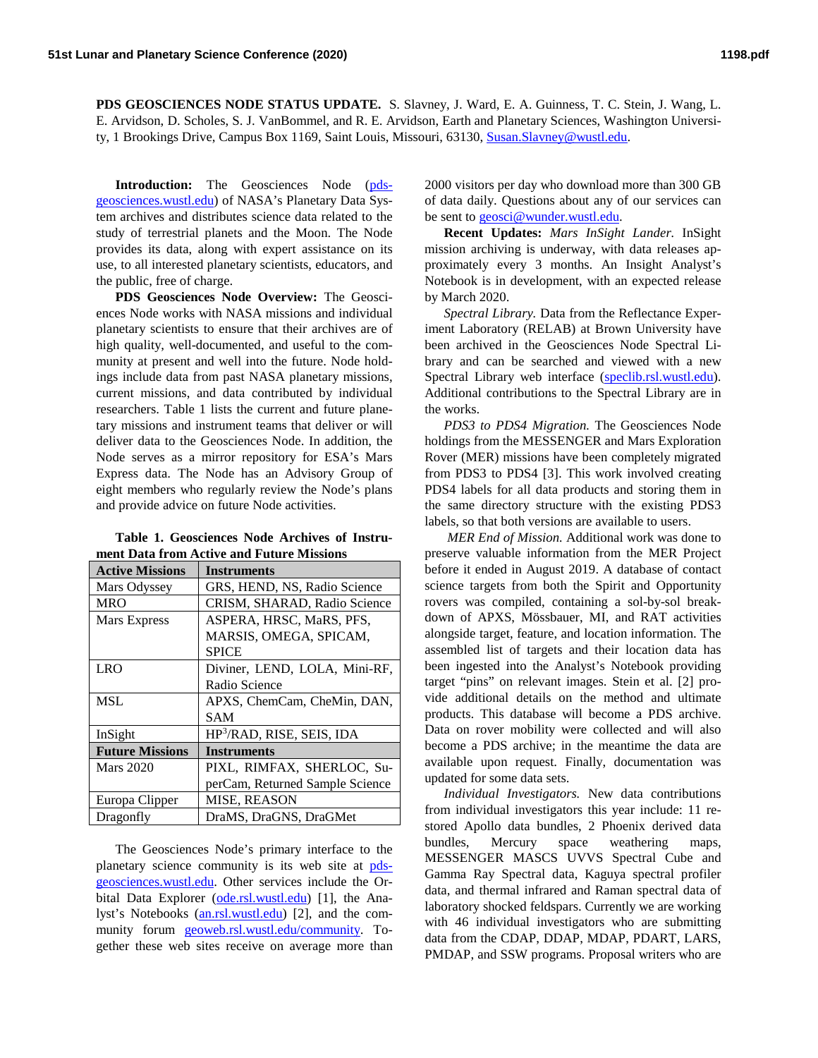**PDS GEOSCIENCES NODE STATUS UPDATE.** S. Slavney, J. Ward, E. A. Guinness, T. C. Stein, J. Wang, L. E. Arvidson, D. Scholes, S. J. VanBommel, and R. E. Arvidson, Earth and Planetary Sciences, Washington University, 1 Brookings Drive, Campus Box 1169, Saint Louis, Missouri, 63130, Susan.Slavney@wustl.edu.

**Introduction:** The Geosciences Node (pds-geosciences.wustl.edu) of NASA's Planetary Data System archives and distributes science data related to the study of terrestrial planets and the Moon. The Node provides its data, along with expert assistance on its use, to all interested planetary scientists, educators, and the public, free of charge.

**PDS Geosciences Node Overview:** The Geosciences Node works with NASA missions and individual planetary scientists to ensure that their archives are of high quality, well-documented, and useful to the community at present and well into the future. Node holdings include data from past NASA planetary missions, current missions, and data contributed by individual researchers. Table 1 lists the current and future planetary missions and instrument teams that deliver or will deliver data to the Geosciences Node. In addition, the Node serves as a mirror repository for ESA's Mars Express data. The Node has an Advisory Group of eight members who regularly review the Node's plans and provide advice on future Node activities.

**Table 1. Geosciences Node Archives of Instrument Data from Active and Future Missions**

| Active Missions | Instruments |
|---|---|
| Mars Odyssey | GRS, HEND, NS, Radio Science |
| MRO | CRISM, SHARAD, Radio Science |
| Mars Express | ASPERA, HRSC, MaRS, PFS, MARSIS, OMEGA, SPICAM, SPICE |
| LRO | Diviner, LEND, LOLA, Mini-RF, Radio Science |
| MSL | APXS, ChemCam, CheMin, DAN, SAM |
| InSight | $HP^3$/RAD, RISE, SEIS, IDA |
| **Future Missions** | **Instruments** |
| Mars 2020 | PIXL, RIMFAX, SHERLOC, SuperCam, Returned Sample Science |
| Europa Clipper | MISE, REASON |
| Dragonfly | DraMS, DraGNS, DraGMet |

The Geosciences Node's primary interface to the planetary science community is its web site at pds-geosciences.wustl.edu. Other services include the Orbital Data Explorer (ode.rsl.wustl.edu) [1], the Analyst's Notebooks (an.rsl.wustl.edu) [2], and the community forum geoweb.rsl.wustl.edu/community. Together these web sites receive on average more than 2000 visitors per day who download more than 300 GB of data daily. Questions about any of our services can be sent to geosci@wunder.wustl.edu.

**Recent Updates:** *Mars InSight Lander.* InSight mission archiving is underway, with data releases approximately every 3 months. An Insight Analyst's Notebook is in development, with an expected release by March 2020.

*Spectral Library.* Data from the Reflectance Experiment Laboratory (RELAB) at Brown University have been archived in the Geosciences Node Spectral Library and can be searched and viewed with a new Spectral Library web interface (speclib.rsl.wustl.edu). Additional contributions to the Spectral Library are in the works.

*PDS3 to PDS4 Migration.* The Geosciences Node holdings from the MESSENGER and Mars Exploration Rover (MER) missions have been completely migrated from PDS3 to PDS4 [3]. This work involved creating PDS4 labels for all data products and storing them in the same directory structure with the existing PDS3 labels, so that both versions are available to users.

*MER End of Mission.* Additional work was done to preserve valuable information from the MER Project before it ended in August 2019. A database of contact science targets from both the Spirit and Opportunity rovers was compiled, containing a sol-by-sol breakdown of APXS, Mössbauer, MI, and RAT activities alongside target, feature, and location information. The assembled list of targets and their location data has been ingested into the Analyst's Notebook providing target "pins" on relevant images. Stein et al. [2] provide additional details on the method and ultimate products. This database will become a PDS archive. Data on rover mobility were collected and will also become a PDS archive; in the meantime the data are available upon request. Finally, documentation was updated for some data sets.

*Individual Investigators.* New data contributions from individual investigators this year include: 11 restored Apollo data bundles, 2 Phoenix derived data bundles, Mercury space weathering maps, MESSENGER MASCS UVVS Spectral Cube and Gamma Ray Spectral data, Kaguya spectral profiler data, and thermal infrared and Raman spectral data of laboratory shocked feldspars. Currently we are working with 46 individual investigators who are submitting data from the CDAP, DDAP, MDAP, PDART, LARS, PMDAP, and SSW programs. Proposal writers who are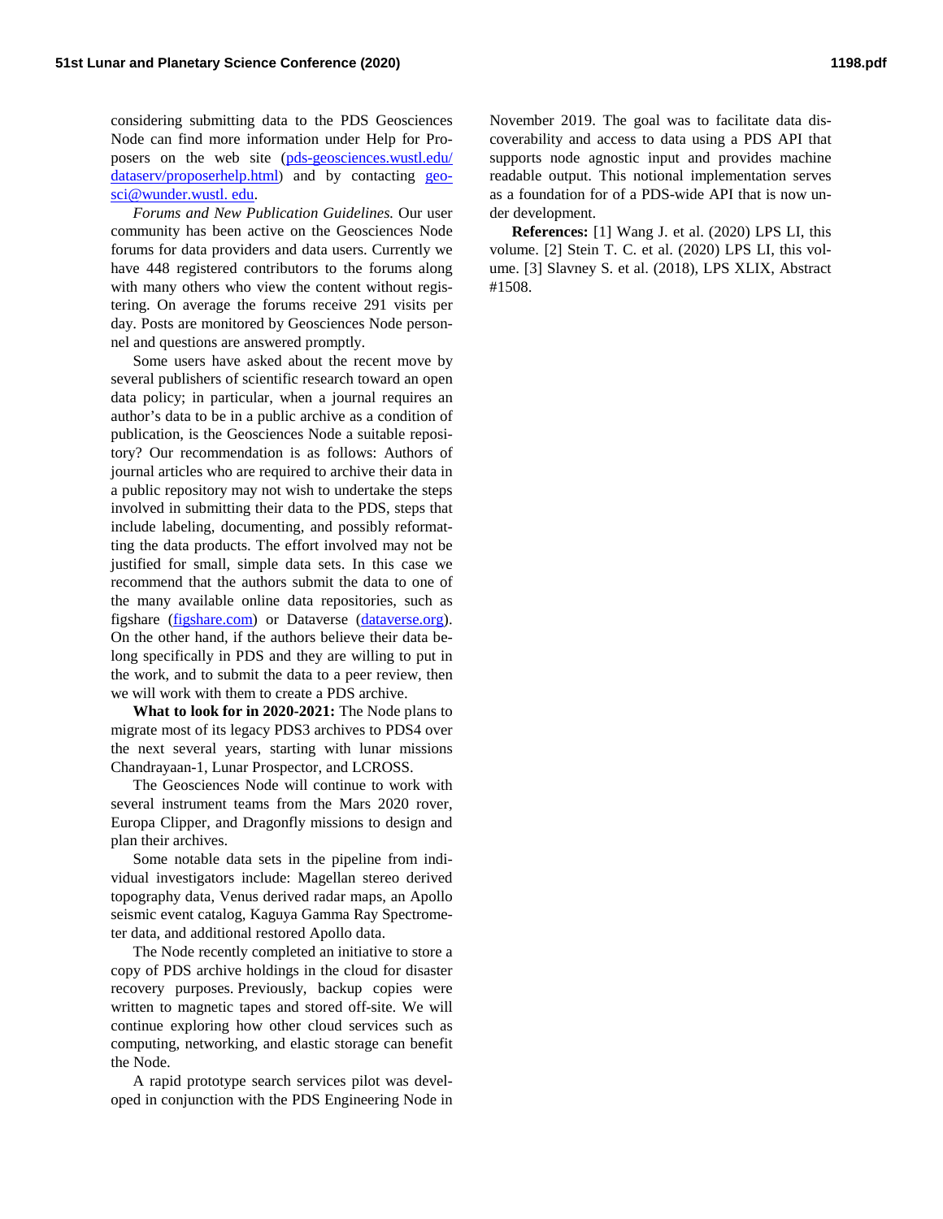considering submitting data to the PDS Geosciences Node can find more information under Help for Proposers on the web site (pds-geosciences.wustl.edu/dataserv/proposerhelp.html) and by contacting geosci@wunder.wustl. edu.

*Forums and New Publication Guidelines.* Our user community has been active on the Geosciences Node forums for data providers and data users. Currently we have 448 registered contributors to the forums along with many others who view the content without registering. On average the forums receive 291 visits per day. Posts are monitored by Geosciences Node personnel and questions are answered promptly.

Some users have asked about the recent move by several publishers of scientific research toward an open data policy; in particular, when a journal requires an author's data to be in a public archive as a condition of publication, is the Geosciences Node a suitable repository? Our recommendation is as follows: Authors of journal articles who are required to archive their data in a public repository may not wish to undertake the steps involved in submitting their data to the PDS, steps that include labeling, documenting, and possibly reformatting the data products. The effort involved may not be justified for small, simple data sets. In this case we recommend that the authors submit the data to one of the many available online data repositories, such as figshare (figshare.com) or Dataverse (dataverse.org). On the other hand, if the authors believe their data belong specifically in PDS and they are willing to put in the work, and to submit the data to a peer review, then we will work with them to create a PDS archive.

**What to look for in 2020-2021:** The Node plans to migrate most of its legacy PDS3 archives to PDS4 over the next several years, starting with lunar missions Chandrayaan-1, Lunar Prospector, and LCROSS.

The Geosciences Node will continue to work with several instrument teams from the Mars 2020 rover, Europa Clipper, and Dragonfly missions to design and plan their archives.

Some notable data sets in the pipeline from individual investigators include: Magellan stereo derived topography data, Venus derived radar maps, an Apollo seismic event catalog, Kaguya Gamma Ray Spectrometer data, and additional restored Apollo data.

The Node recently completed an initiative to store a copy of PDS archive holdings in the cloud for disaster recovery purposes. Previously, backup copies were written to magnetic tapes and stored off-site. We will continue exploring how other cloud services such as computing, networking, and elastic storage can benefit the Node.

A rapid prototype search services pilot was developed in conjunction with the PDS Engineering Node in November 2019. The goal was to facilitate data discoverability and access to data using a PDS API that supports node agnostic input and provides machine readable output. This notional implementation serves as a foundation for of a PDS-wide API that is now under development.

**References:** [1] Wang J. et al. (2020) LPS LI, this volume. [2] Stein T. C. et al. (2020) LPS LI, this volume. [3] Slavney S. et al. (2018), LPS XLIX, Abstract #1508.